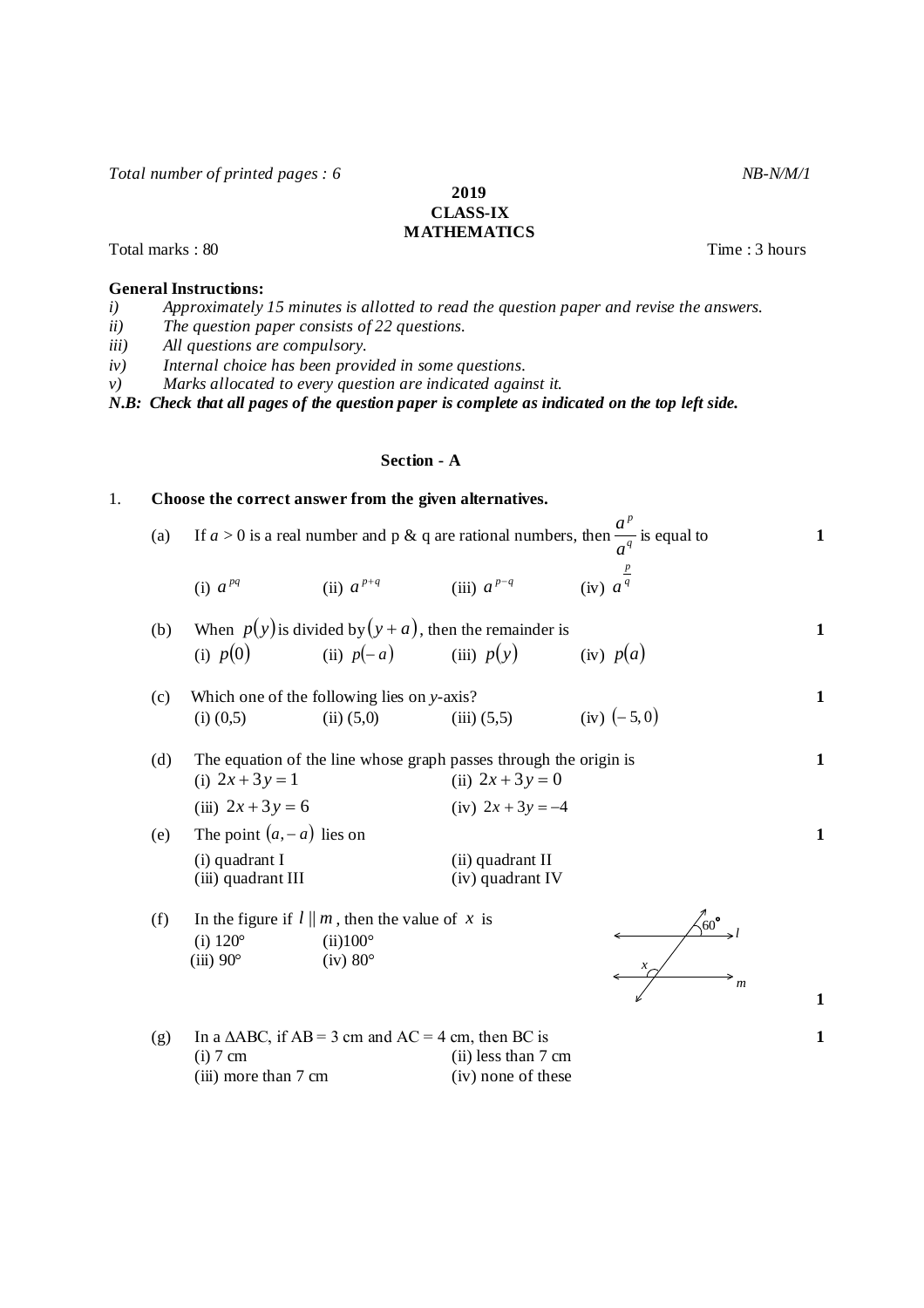*Total number of printed pages : 6* *NB-N/M/1*

**2019**
**CLASS-IX**
**MATHEMATICS**

Total marks : 80 Time : 3 hours

**General Instructions:**

*i) Approximately 15 minutes is allotted to read the question paper and revise the answers.*
*ii) The question paper consists of 22 questions.*
*iii) All questions are compulsory.*
*iv) Internal choice has been provided in some questions.*
*v) Marks allocated to every question are indicated against it.*

***N.B: Check that all pages of the question paper is complete as indicated on the top left side.***

## Section - A

1. **Choose the correct answer from the given alternatives.**

(a) If $a > 0$ is a real number and p & q are rational numbers, then $\frac{a^p}{a^q}$ is equal to **1**

(i) $a^{pq}$ (ii) $a^{p+q}$ (iii) $a^{p-q}$ (iv) $a^{\frac{p}{q}}$

(b) When $p(y)$ is divided by $(y+a)$, then the remainder is **1**

(i) $p(0)$ (ii) $p(-a)$ (iii) $p(y)$ (iv) $p(a)$

(c) Which one of the following lies on $y$-axis? **1**

(i) (0,5) (ii) (5,0) (iii) (5,5) (iv) $(-5,0)$

(d) The equation of the line whose graph passes through the origin is **1**

(i) $2x+3y=1$ (ii) $2x+3y=0$

(iii) $2x+3y=6$ (iv) $2x+3y=-4$

(e) The point $(a,-a)$ lies on **1**

(i) quadrant I (ii) quadrant II

(iii) quadrant III (iv) quadrant IV

(f) In the figure if $l \parallel m$, then the value of $x$ is **1**

(i) 120° (ii) 100°

(iii) 90° (iv) 80°

(g) In a ΔABC, if AB = 3 cm and AC = 4 cm, then BC is **1**

(i) 7 cm (ii) less than 7 cm

(iii) more than 7 cm (iv) none of these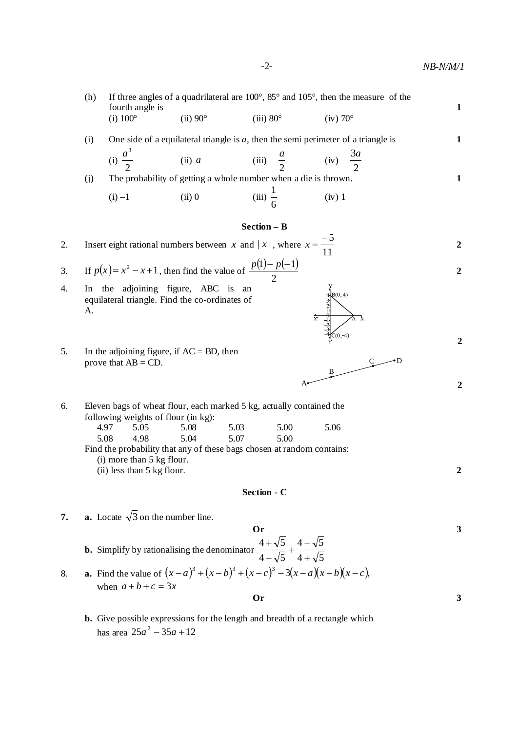(h) If three angles of a quadrilateral are 100°, 85° and 105°, then the measure of the fourth angle is **1**

(i) 100° (ii) 90° (iii) 80° (iv) 70°

(i) One side of a equilateral triangle is $a$, then the semi perimeter of a triangle is **1**

(i) $\frac{a^3}{2}$ (ii) $a$ (iii) $\frac{a}{2}$ (iv) $\frac{3a}{2}$

(j) The probability of getting a whole number when a die is thrown. **1**

(i) –1 (ii) 0 (iii) $\frac{1}{6}$ (iv) 1

## Section – B

2. Insert eight rational numbers between $x$ and $|x|$, where $x = \frac{-5}{11}$ **2**

3. If $p(x) = x^2 - x + 1$, then find the value of $\frac{p(1) - p(-1)}{2}$ **2**

4. In the adjoining figure, ABC is an equilateral triangle. Find the co-ordinates of A. **2**

   (Figure: B(0, 4), C(0, –4), A on X-axis)

5. In the adjoining figure, if AC = BD, then prove that AB = CD. **2**

   (Figure: points A, B, C, D on a line)

6. Eleven bags of wheat flour, each marked 5 kg, actually contained the following weights of flour (in kg):

   4.97 5.05 5.08 5.03 5.00 5.06
   5.08 4.98 5.04 5.07 5.00

   Find the probability that any of these bags chosen at random contains:
   (i) more than 5 kg flour.
   (ii) less than 5 kg flour. **2**

## Section - C

**7.** **a.** Locate $\sqrt{3}$ on the number line.

**Or** **3**

**b.** Simplify by rationalising the denominator $\frac{4+\sqrt{5}}{4-\sqrt{5}} + \frac{4-\sqrt{5}}{4+\sqrt{5}}$

8. **a.** Find the value of $(x-a)^3 + (x-b)^3 + (x-c)^3 - 3(x-a)(x-b)(x-c)$, when $a + b + c = 3x$

**Or** **3**

**b.** Give possible expressions for the length and breadth of a rectangle which has area $25a^2 - 35a + 12$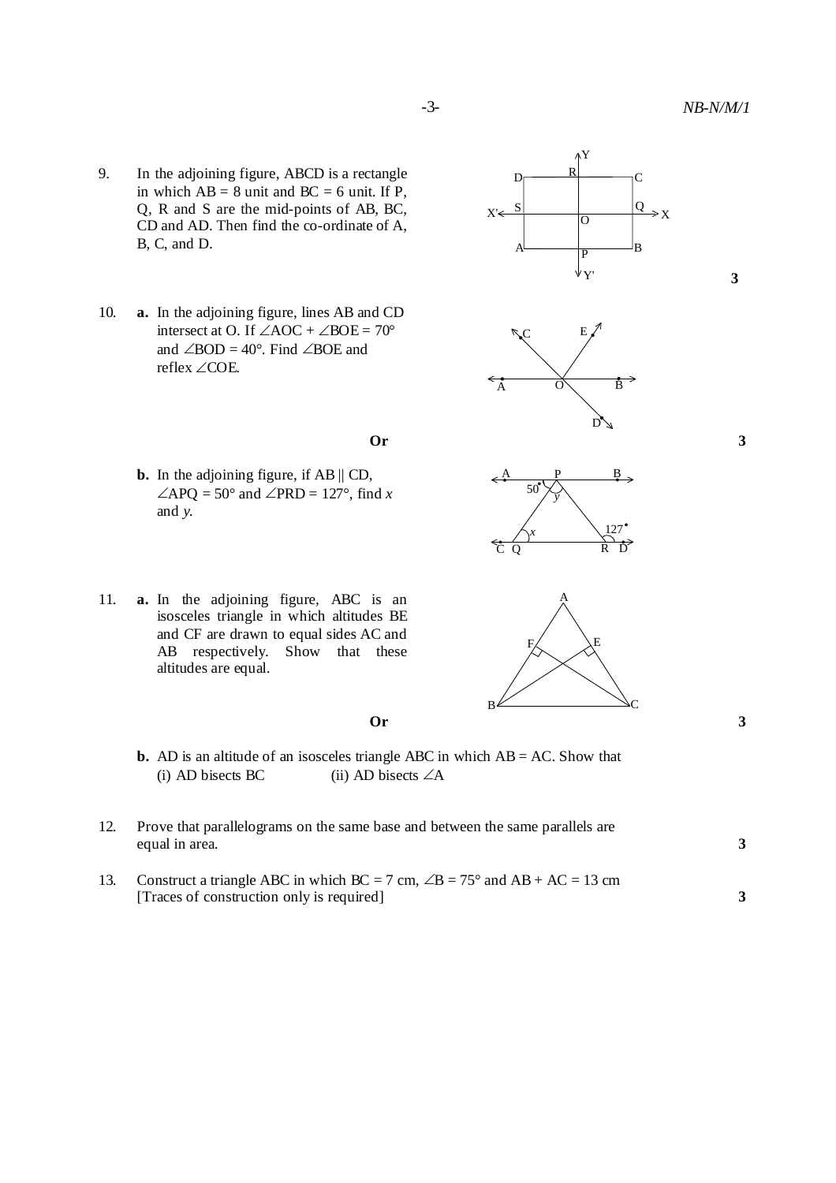9. In the adjoining figure, ABCD is a rectangle in which AB = 8 unit and BC = 6 unit. If P, Q, R and S are the mid-points of AB, BC, CD and AD. Then find the co-ordinate of A, B, C, and D. **3**

10. **a.** In the adjoining figure, lines AB and CD intersect at O. If $\angle AOC + \angle BOE = 70°$ and $\angle BOD = 40°$. Find $\angle BOE$ and reflex $\angle COE$. **3**

**Or**

**b.** In the adjoining figure, if AB || CD, $\angle APQ = 50°$ and $\angle PRD = 127°$, find $x$ and $y$.

11. **a.** In the adjoining figure, ABC is an isosceles triangle in which altitudes BE and CF are drawn to equal sides AC and AB respectively. Show that these altitudes are equal. **3**

**Or**

**b.** AD is an altitude of an isosceles triangle ABC in which AB = AC. Show that
(i) AD bisects BC (ii) AD bisects $\angle A$

12. Prove that parallelograms on the same base and between the same parallels are equal in area. **3**

13. Construct a triangle ABC in which BC = 7 cm, $\angle B = 75°$ and AB + AC = 13 cm
[Traces of construction only is required] **3**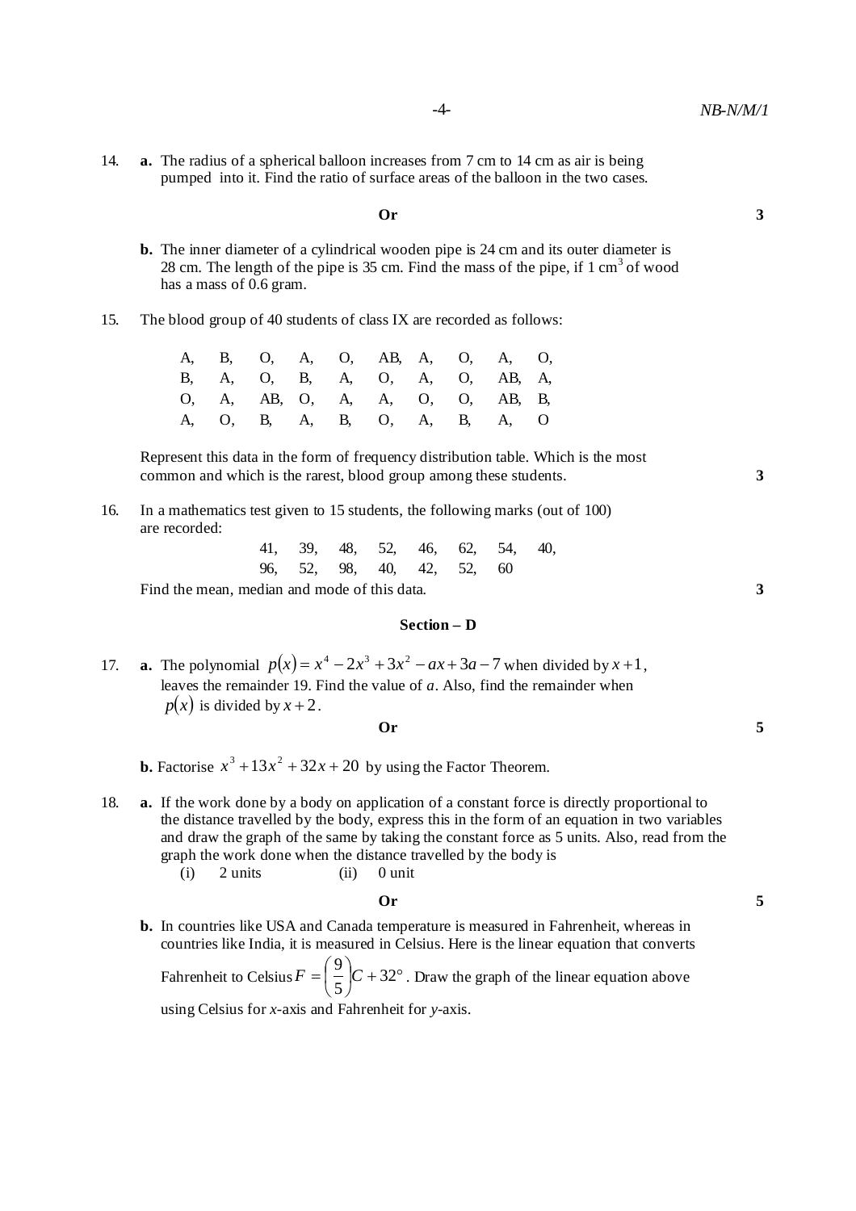14. **a.** The radius of a spherical balloon increases from 7 cm to 14 cm as air is being pumped into it. Find the ratio of surface areas of the balloon in the two cases.

**Or** **3**

**b.** The inner diameter of a cylindrical wooden pipe is 24 cm and its outer diameter is 28 cm. The length of the pipe is 35 cm. Find the mass of the pipe, if 1 $cm^3$ of wood has a mass of 0.6 gram.

15. The blood group of 40 students of class IX are recorded as follows:

| | | | | | | | | | |
|---|---|---|---|---|---|---|---|---|---|
| A, | B, | O, | A, | O, | AB, | A, | O, | A, | O, |
| B, | A, | O, | B, | A, | O, | A, | O, | AB, | A, |
| O, | A, | AB, | O, | A, | A, | O, | O, | AB, | B, |
| A, | O, | B, | A, | B, | O, | A, | B, | A, | O |

Represent this data in the form of frequency distribution table. Which is the most common and which is the rarest, blood group among these students. **3**

16. In a mathematics test given to 15 students, the following marks (out of 100) are recorded:

41, 39, 48, 52, 46, 62, 54, 40,
96, 52, 98, 40, 42, 52, 60

Find the mean, median and mode of this data. **3**

## Section – D

17. **a.** The polynomial $p(x) = x^4 - 2x^3 + 3x^2 - ax + 3a - 7$ when divided by $x + 1$, leaves the remainder 19. Find the value of $a$. Also, find the remainder when $p(x)$ is divided by $x + 2$.

**Or** **5**

**b.** Factorise $x^3 + 13x^2 + 32x + 20$ by using the Factor Theorem.

18. **a.** If the work done by a body on application of a constant force is directly proportional to the distance travelled by the body, express this in the form of an equation in two variables and draw the graph of the same by taking the constant force as 5 units. Also, read from the graph the work done when the distance travelled by the body is

(i) 2 units (ii) 0 unit

**Or** **5**

**b.** In countries like USA and Canada temperature is measured in Fahrenheit, whereas in countries like India, it is measured in Celsius. Here is the linear equation that converts Fahrenheit to Celsius $F = \left(\frac{9}{5}\right)C + 32^\circ$. Draw the graph of the linear equation above using Celsius for *x*-axis and Fahrenheit for *y*-axis.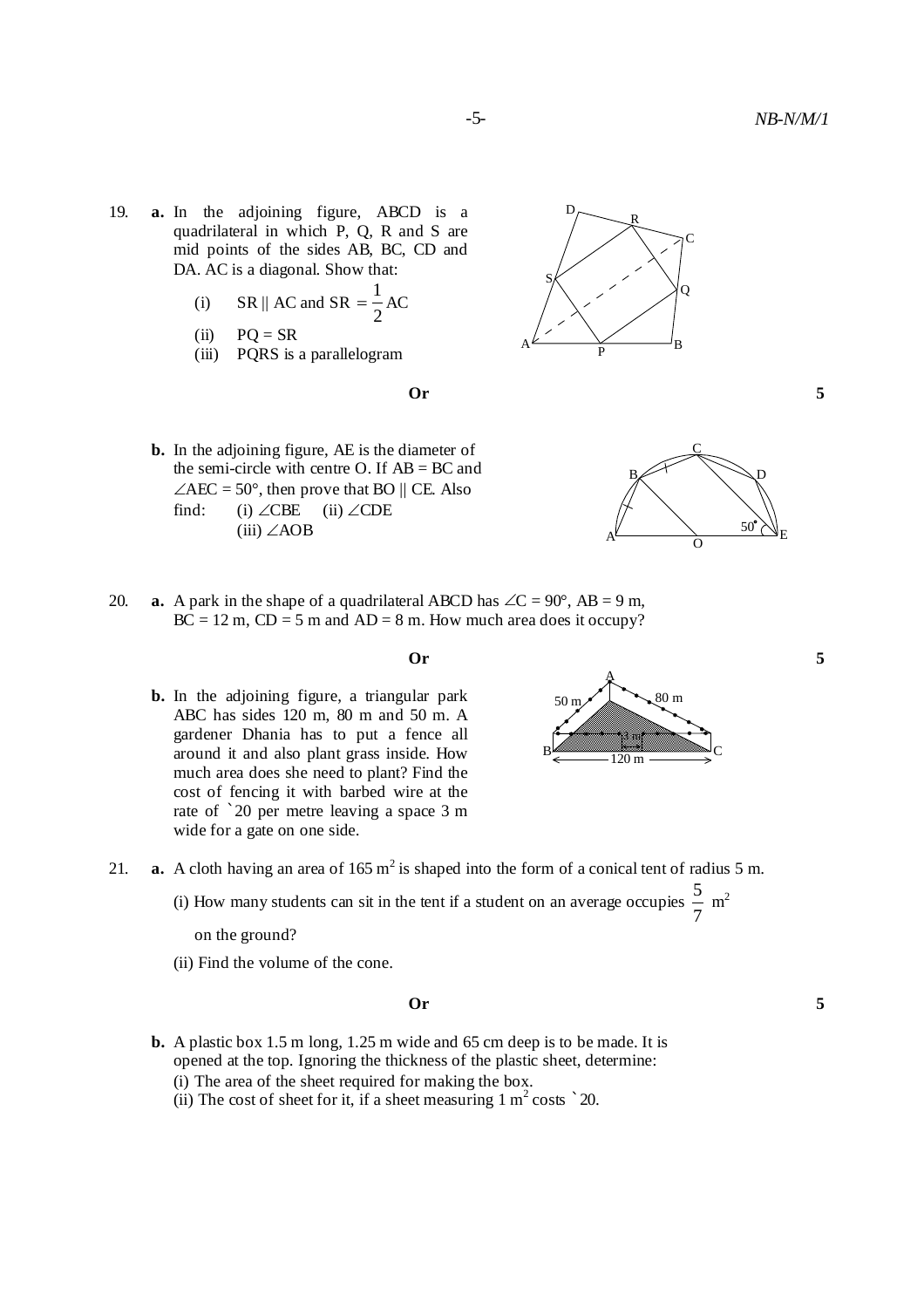19. **a.** In the adjoining figure, ABCD is a quadrilateral in which P, Q, R and S are mid points of the sides AB, BC, CD and DA. AC is a diagonal. Show that:

   (i) $SR \parallel AC$ and $SR = \frac{1}{2}AC$

   (ii) $PQ = SR$

   (iii) PQRS is a parallelogram

**Or** **5**

   **b.** In the adjoining figure, AE is the diameter of the semi-circle with centre O. If AB = BC and $\angle AEC = 50°$, then prove that $BO \parallel CE$. Also find: (i) $\angle CBE$ (ii) $\angle CDE$ (iii) $\angle AOB$

20. **a.** A park in the shape of a quadrilateral ABCD has $\angle C = 90°$, AB = 9 m, BC = 12 m, CD = 5 m and AD = 8 m. How much area does it occupy?

**Or** **5**

   **b.** In the adjoining figure, a triangular park ABC has sides 120 m, 80 m and 50 m. A gardener Dhania has to put a fence all around it and also plant grass inside. How much area does she need to plant? Find the cost of fencing it with barbed wire at the rate of ` 20 per metre leaving a space 3 m wide for a gate on one side.

21. **a.** A cloth having an area of $165 \text{ m}^2$ is shaped into the form of a conical tent of radius 5 m.

   (i) How many students can sit in the tent if a student on an average occupies $\frac{5}{7} \text{ m}^2$ on the ground?

   (ii) Find the volume of the cone.

**Or** **5**

   **b.** A plastic box 1.5 m long, 1.25 m wide and 65 cm deep is to be made. It is opened at the top. Ignoring the thickness of the plastic sheet, determine:

   (i) The area of the sheet required for making the box.

   (ii) The cost of sheet for it, if a sheet measuring $1 \text{ m}^2$ costs ` 20.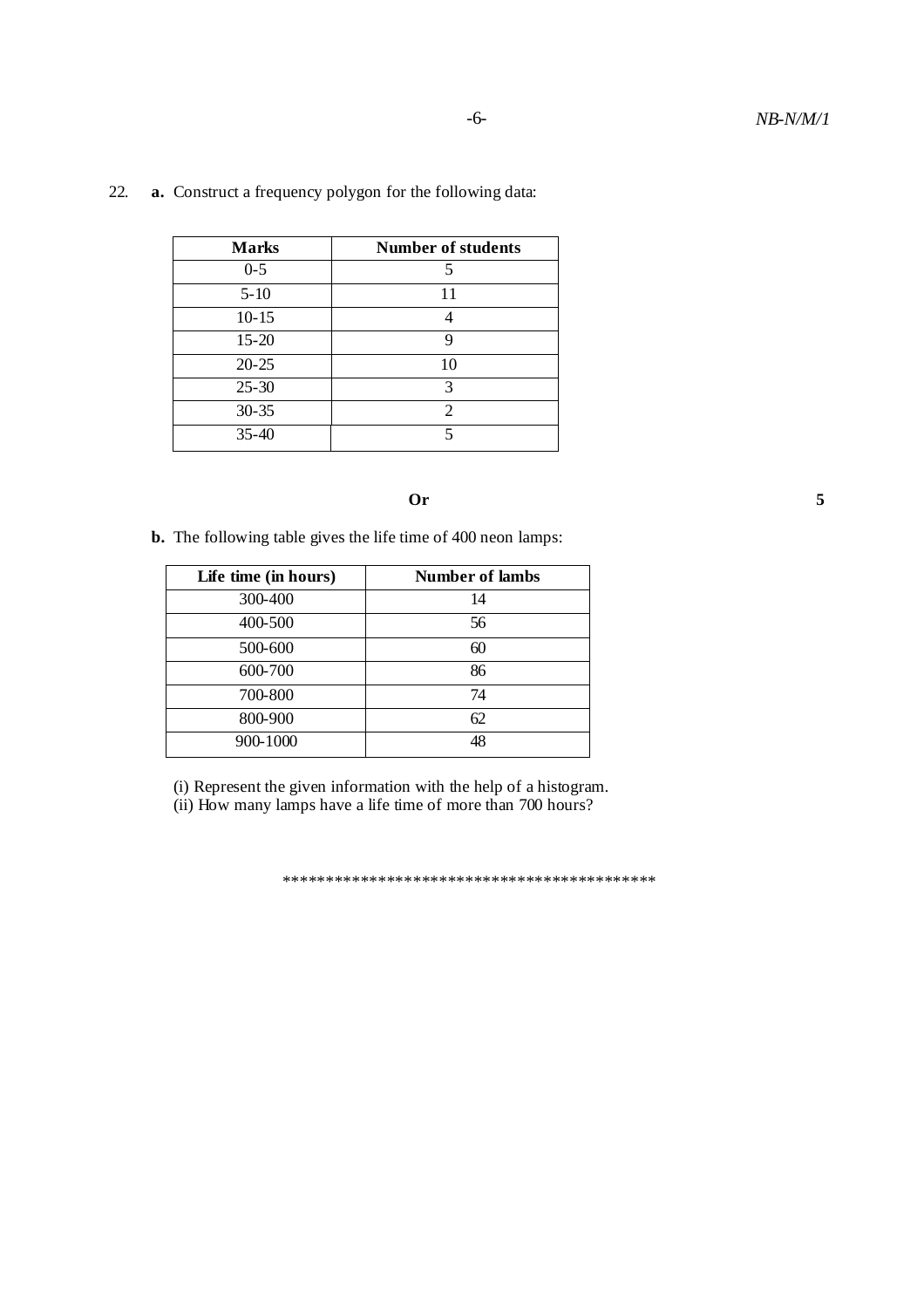22. **a.** Construct a frequency polygon for the following data:

| Marks | Number of students |
|---|---|
| 0-5 | 5 |
| 5-10 | 11 |
| 10-15 | 4 |
| 15-20 | 9 |
| 20-25 | 10 |
| 25-30 | 3 |
| 30-35 | 2 |
| 35-40 | 5 |

**Or** **5**

**b.** The following table gives the life time of 400 neon lamps:

| Life time (in hours) | Number of lambs |
|---|---|
| 300-400 | 14 |
| 400-500 | 56 |
| 500-600 | 60 |
| 600-700 | 86 |
| 700-800 | 74 |
| 800-900 | 62 |
| 900-1000 | 48 |

(i) Represent the given information with the help of a histogram.
(ii) How many lamps have a life time of more than 700 hours?

*******************************************